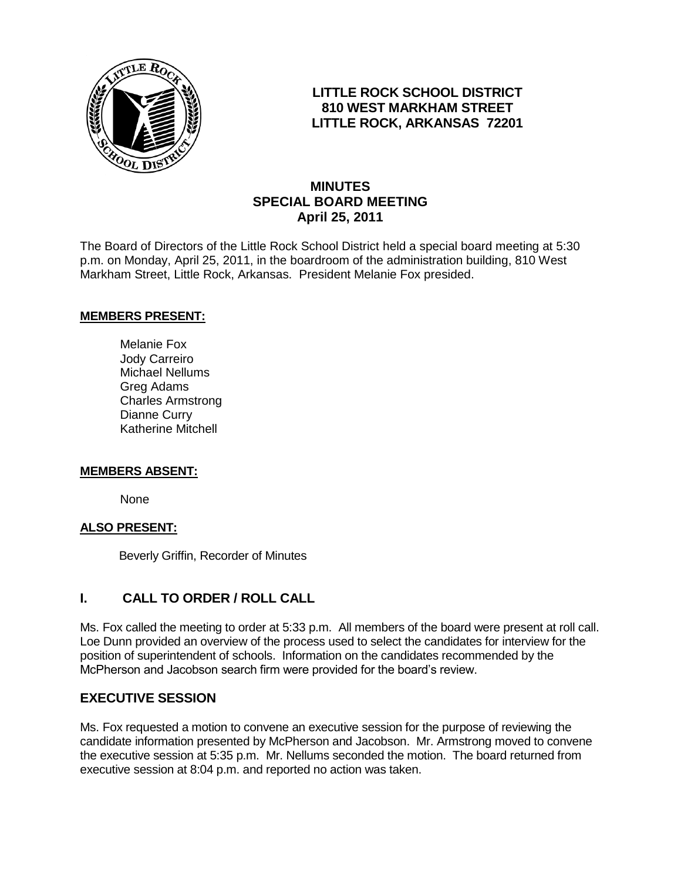**LITTLE ROCK SCHOOL DISTRICT**
**810 WEST MARKHAM STREET**
**LITTLE ROCK, ARKANSAS 72201**

# MINUTES
## SPECIAL BOARD MEETING
### April 25, 2011

The Board of Directors of the Little Rock School District held a special board meeting at 5:30 p.m. on Monday, April 25, 2011, in the boardroom of the administration building, 810 West Markham Street, Little Rock, Arkansas. President Melanie Fox presided.

**MEMBERS PRESENT:**

Melanie Fox
Jody Carreiro
Michael Nellums
Greg Adams
Charles Armstrong
Dianne Curry
Katherine Mitchell

**MEMBERS ABSENT:**

None

**ALSO PRESENT:**

Beverly Griffin, Recorder of Minutes

## I. CALL TO ORDER / ROLL CALL

Ms. Fox called the meeting to order at 5:33 p.m. All members of the board were present at roll call. Loe Dunn provided an overview of the process used to select the candidates for interview for the position of superintendent of schools. Information on the candidates recommended by the McPherson and Jacobson search firm were provided for the board's review.

## EXECUTIVE SESSION

Ms. Fox requested a motion to convene an executive session for the purpose of reviewing the candidate information presented by McPherson and Jacobson. Mr. Armstrong moved to convene the executive session at 5:35 p.m. Mr. Nellums seconded the motion. The board returned from executive session at 8:04 p.m. and reported no action was taken.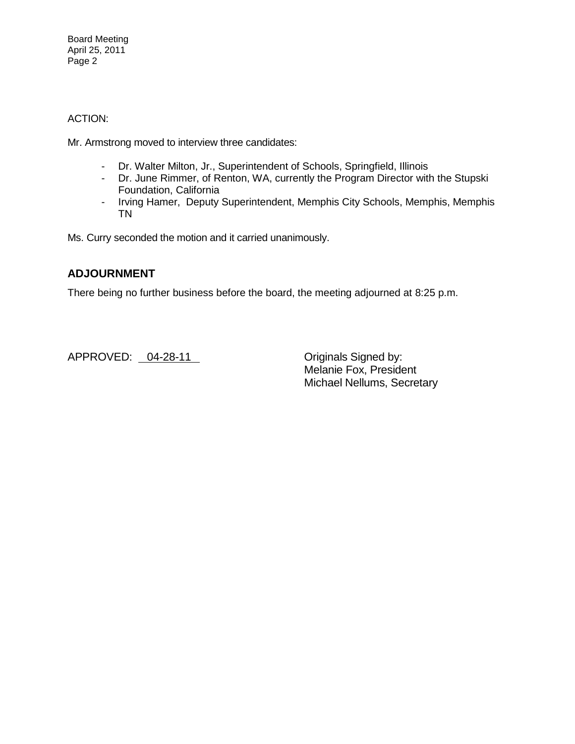ACTION:

Mr. Armstrong moved to interview three candidates:

- Dr. Walter Milton, Jr., Superintendent of Schools, Springfield, Illinois
- Dr. June Rimmer, of Renton, WA, currently the Program Director with the Stupski Foundation, California
- Irving Hamer, Deputy Superintendent, Memphis City Schools, Memphis, Memphis TN

Ms. Curry seconded the motion and it carried unanimously.

## ADJOURNMENT

There being no further business before the board, the meeting adjourned at 8:25 p.m.

APPROVED: 04-28-11

Originals Signed by:
Melanie Fox, President
Michael Nellums, Secretary